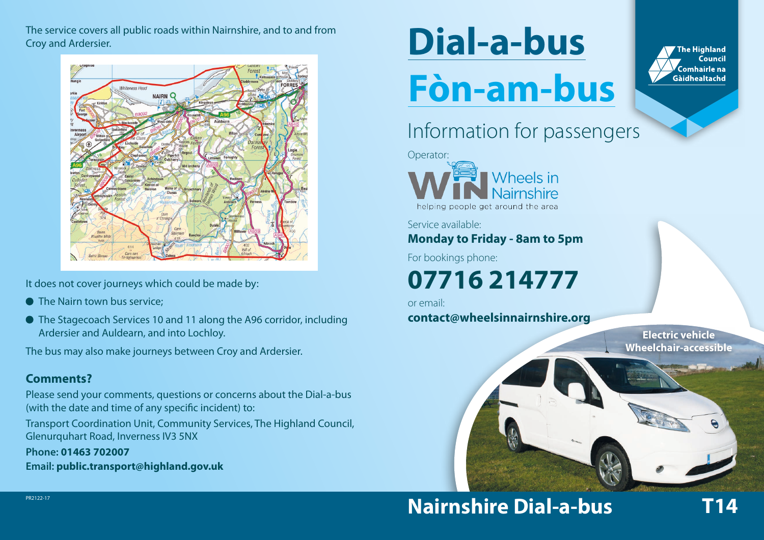The service covers all public roads within Nairnshire, and to and from Croy and Ardersier.

It does not cover journeys which could be made by:

- The Nairn town bus service;
- The Stagecoach Services 10 and 11 along the A96 corridor, including Ardersier and Auldearn, and into Lochloy.

The bus may also make journeys between Croy and Ardersier.

## Comments?

Please send your comments, questions or concerns about the Dial-a-bus (with the date and time of any specific incident) to:

Transport Coordination Unit, Community Services, The Highland Council, Glenurquhart Road, Inverness IV3 5NX

**Phone: 01463 702007**

**Email: public.transport@highland.gov.uk**

PR2122-17

# Dial-a-bus

# Fòn-am-bus

The Highland Council
Comhairle na Gàidhealtachd

## Information for passengers

Operator:

Wheels in Nairnshire
helping people get around the area

Service available:

**Monday to Friday - 8am to 5pm**

For bookings phone:

**07716 214777**

or email:

**contact@wheelsinnairnshire.org**

**Electric vehicle**
**Wheelchair-accessible**

## Nairnshire Dial-a-bus

**T14**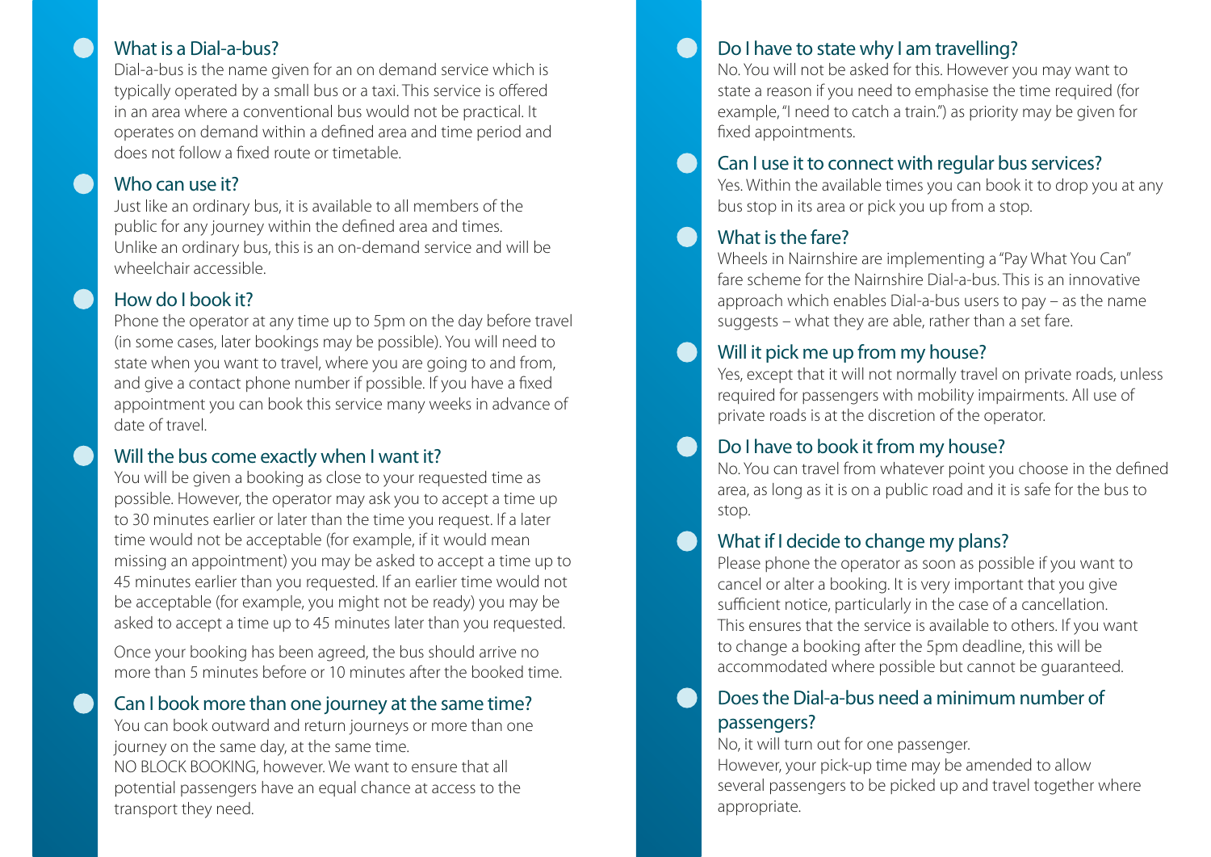## What is a Dial-a-bus?

Dial-a-bus is the name given for an on demand service which is typically operated by a small bus or a taxi. This service is offered in an area where a conventional bus would not be practical. It operates on demand within a defined area and time period and does not follow a fixed route or timetable.

## Who can use it?

Just like an ordinary bus, it is available to all members of the public for any journey within the defined area and times. Unlike an ordinary bus, this is an on-demand service and will be wheelchair accessible.

## How do I book it?

Phone the operator at any time up to 5pm on the day before travel (in some cases, later bookings may be possible). You will need to state when you want to travel, where you are going to and from, and give a contact phone number if possible. If you have a fixed appointment you can book this service many weeks in advance of date of travel.

## Will the bus come exactly when I want it?

You will be given a booking as close to your requested time as possible. However, the operator may ask you to accept a time up to 30 minutes earlier or later than the time you request. If a later time would not be acceptable (for example, if it would mean missing an appointment) you may be asked to accept a time up to 45 minutes earlier than you requested. If an earlier time would not be acceptable (for example, you might not be ready) you may be asked to accept a time up to 45 minutes later than you requested.

Once your booking has been agreed, the bus should arrive no more than 5 minutes before or 10 minutes after the booked time.

## Can I book more than one journey at the same time?

You can book outward and return journeys or more than one journey on the same day, at the same time.
NO BLOCK BOOKING, however. We want to ensure that all potential passengers have an equal chance at access to the transport they need.

## Do I have to state why I am travelling?

No. You will not be asked for this. However you may want to state a reason if you need to emphasise the time required (for example, "I need to catch a train.") as priority may be given for fixed appointments.

## Can I use it to connect with regular bus services?

Yes. Within the available times you can book it to drop you at any bus stop in its area or pick you up from a stop.

## What is the fare?

Wheels in Nairnshire are implementing a "Pay What You Can" fare scheme for the Nairnshire Dial-a-bus. This is an innovative approach which enables Dial-a-bus users to pay – as the name suggests – what they are able, rather than a set fare.

## Will it pick me up from my house?

Yes, except that it will not normally travel on private roads, unless required for passengers with mobility impairments. All use of private roads is at the discretion of the operator.

## Do I have to book it from my house?

No. You can travel from whatever point you choose in the defined area, as long as it is on a public road and it is safe for the bus to stop.

## What if I decide to change my plans?

Please phone the operator as soon as possible if you want to cancel or alter a booking. It is very important that you give sufficient notice, particularly in the case of a cancellation. This ensures that the service is available to others. If you want to change a booking after the 5pm deadline, this will be accommodated where possible but cannot be guaranteed.

## Does the Dial-a-bus need a minimum number of passengers?

No, it will turn out for one passenger.
However, your pick-up time may be amended to allow several passengers to be picked up and travel together where appropriate.